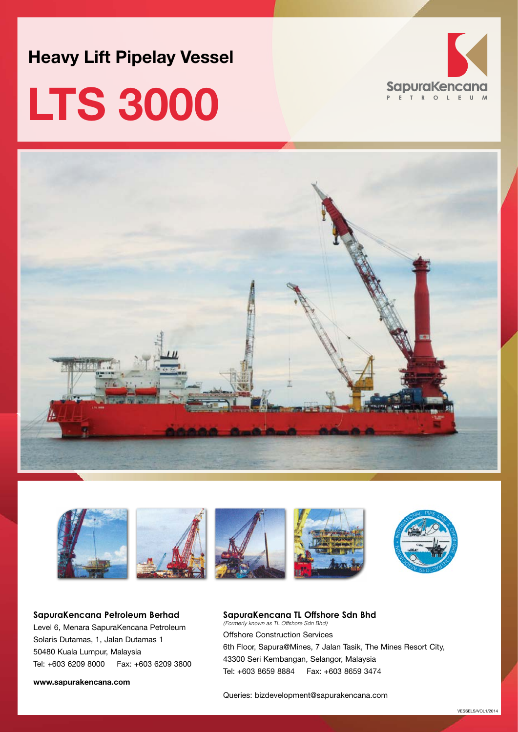## Heavy Lift Pipelay Vessel

# LTS 3000

SapuraKencana
PETROLEUM

**SapuraKencana Petroleum Berhad**
Level 6, Menara SapuraKencana Petroleum
Solaris Dutamas, 1, Jalan Dutamas 1
50480 Kuala Lumpur, Malaysia
Tel: +603 6209 8000 Fax: +603 6209 3800

**www.sapurakencana.com**

**SapuraKencana TL Offshore Sdn Bhd**
*(Formerly known as TL Offshore Sdn Bhd)*
Offshore Construction Services
6th Floor, Sapura@Mines, 7 Jalan Tasik, The Mines Resort City,
43300 Seri Kembangan, Selangor, Malaysia
Tel: +603 8659 8884 Fax: +603 8659 3474

Queries: bizdevelopment@sapurakencana.com

VESSELS/VOL1/2014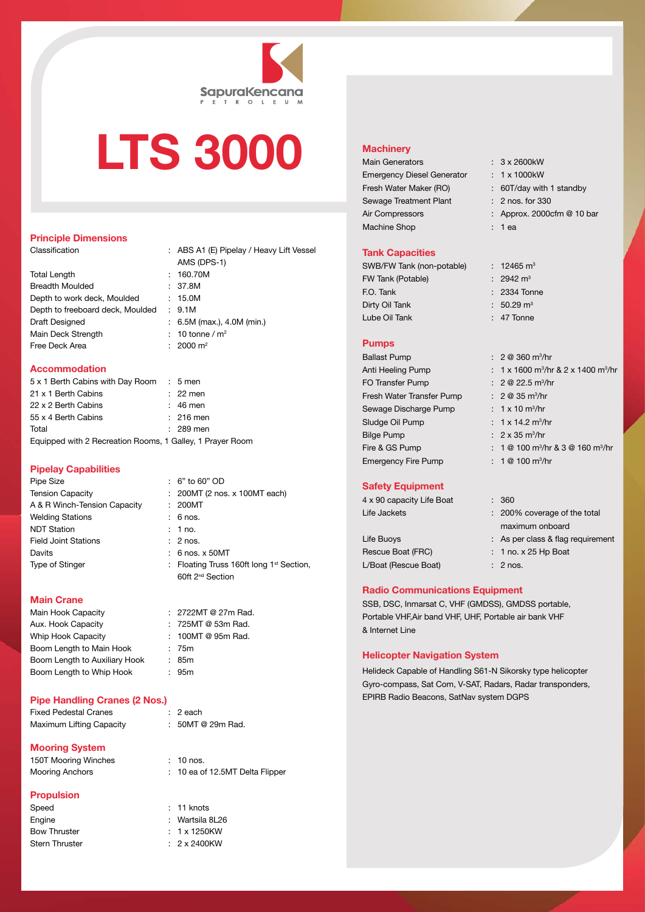SapuraKencana PETROLEUM

# LTS 3000

## Principle Dimensions

| | |
|---|---|
| Classification | : ABS A1 (E) Pipelay / Heavy Lift Vessel AMS (DPS-1) |
| Total Length | : 160.70M |
| Breadth Moulded | : 37.8M |
| Depth to work deck, Moulded | : 15.0M |
| Depth to freeboard deck, Moulded | : 9.1M |
| Draft Designed | : 6.5M (max.), 4.0M (min.) |
| Main Deck Strength | : 10 tonne / m$^2$ |
| Free Deck Area | : 2000 m$^2$ |

## Accommodation

| | |
|---|---|
| 5 x 1 Berth Cabins with Day Room | : 5 men |
| 21 x 1 Berth Cabins | : 22 men |
| 22 x 2 Berth Cabins | : 46 men |
| 55 x 4 Berth Cabins | : 216 men |
| Total | : 289 men |

Equipped with 2 Recreation Rooms, 1 Galley, 1 Prayer Room

## Pipelay Capabilities

| | |
|---|---|
| Pipe Size | : 6" to 60" OD |
| Tension Capacity | : 200MT (2 nos. x 100MT each) |
| A & R Winch-Tension Capacity | : 200MT |
| Welding Stations | : 6 nos. |
| NDT Station | : 1 no. |
| Field Joint Stations | : 2 nos. |
| Davits | : 6 nos. x 50MT |
| Type of Stinger | : Floating Truss 160ft long 1st Section, 60ft 2nd Section |

## Main Crane

| | |
|---|---|
| Main Hook Capacity | : 2722MT @ 27m Rad. |
| Aux. Hook Capacity | : 725MT @ 53m Rad. |
| Whip Hook Capacity | : 100MT @ 95m Rad. |
| Boom Length to Main Hook | : 75m |
| Boom Length to Auxiliary Hook | : 85m |
| Boom Length to Whip Hook | : 95m |

## Pipe Handling Cranes (2 Nos.)

| | |
|---|---|
| Fixed Pedestal Cranes | : 2 each |
| Maximum Lifting Capacity | : 50MT @ 29m Rad. |

## Mooring System

| | |
|---|---|
| 150T Mooring Winches | : 10 nos. |
| Mooring Anchors | : 10 ea of 12.5MT Delta Flipper |

## Propulsion

| | |
|---|---|
| Speed | : 11 knots |
| Engine | : Wartsila 8L26 |
| Bow Thruster | : 1 x 1250KW |
| Stern Thruster | : 2 x 2400KW |

## Machinery

| | |
|---|---|
| Main Generators | : 3 x 2600kW |
| Emergency Diesel Generator | : 1 x 1000kW |
| Fresh Water Maker (RO) | : 60T/day with 1 standby |
| Sewage Treatment Plant | : 2 nos. for 330 |
| Air Compressors | : Approx. 2000cfm @ 10 bar |
| Machine Shop | : 1 ea |

## Tank Capacities

| | |
|---|---|
| SWB/FW Tank (non-potable) | : 12465 m$^3$ |
| FW Tank (Potable) | : 2942 m$^3$ |
| F.O. Tank | : 2334 Tonne |
| Dirty Oil Tank | : 50.29 m$^3$ |
| Lube Oil Tank | : 47 Tonne |

## Pumps

| | |
|---|---|
| Ballast Pump | : 2 @ 360 m$^3$/hr |
| Anti Heeling Pump | : 1 x 1600 m$^3$/hr & 2 x 1400 m$^3$/hr |
| FO Transfer Pump | : 2 @ 22.5 m$^3$/hr |
| Fresh Water Transfer Pump | : 2 @ 35 m$^3$/hr |
| Sewage Discharge Pump | : 1 x 10 m$^3$/hr |
| Sludge Oil Pump | : 1 x 14.2 m$^3$/hr |
| Bilge Pump | : 2 x 35 m$^3$/hr |
| Fire & GS Pump | : 1 @ 100 m$^3$/hr & 3 @ 160 m$^3$/hr |
| Emergency Fire Pump | : 1 @ 100 m$^3$/hr |

## Safety Equipment

| | |
|---|---|
| 4 x 90 capacity Life Boat | : 360 |
| Life Jackets | : 200% coverage of the total maximum onboard |
| Life Buoys | : As per class & flag requirement |
| Rescue Boat (FRC) | : 1 no. x 25 Hp Boat |
| L/Boat (Rescue Boat) | : 2 nos. |

## Radio Communications Equipment

SSB, DSC, Inmarsat C, VHF (GMDSS), GMDSS portable, Portable VHF,Air band VHF, UHF, Portable air bank VHF & Internet Line

## Helicopter Navigation System

Helideck Capable of Handling S61-N Sikorsky type helicopter Gyro-compass, Sat Com, V-SAT, Radars, Radar transponders, EPIRB Radio Beacons, SatNav system DGPS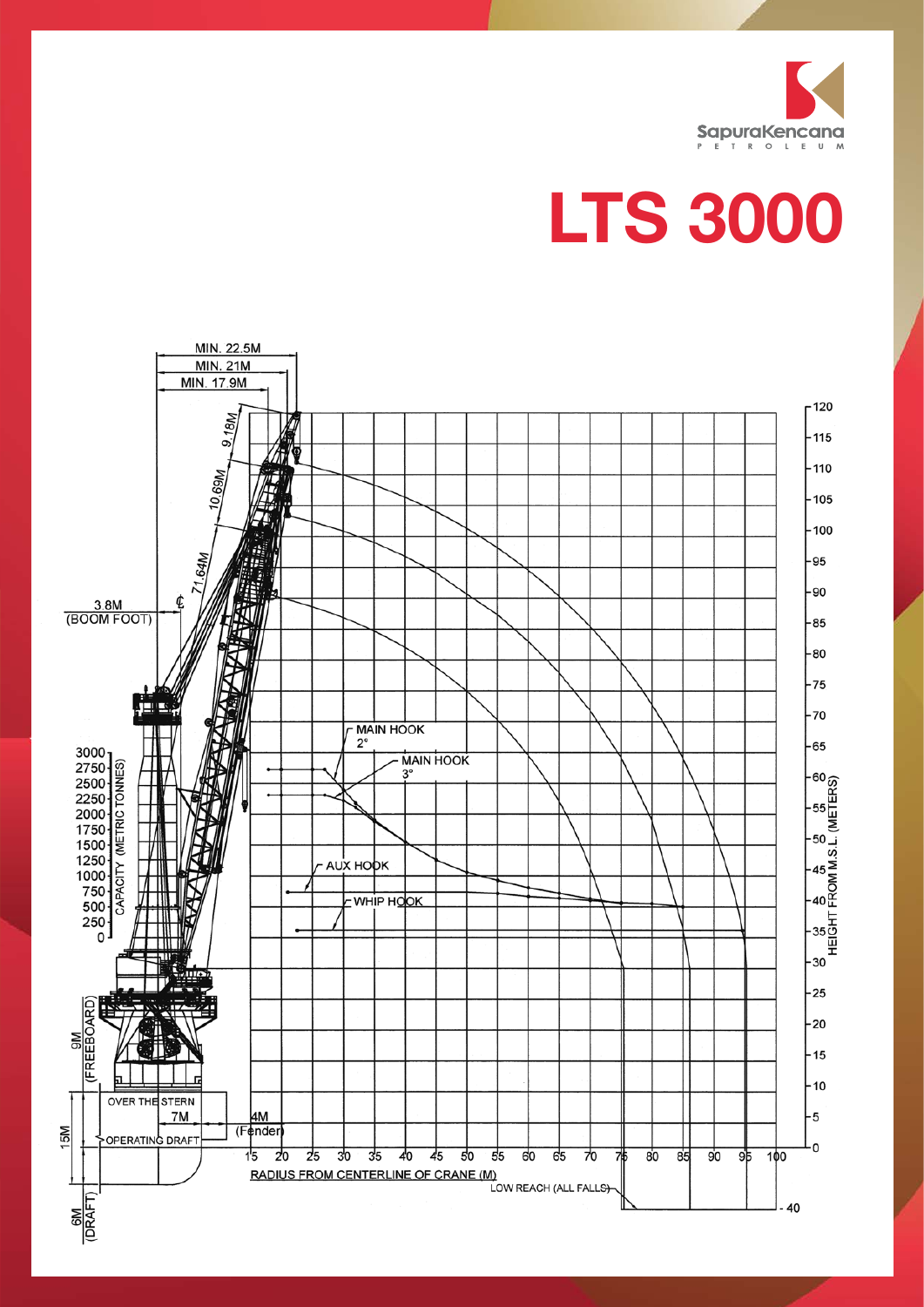# LTS 3000

MIN. 22.5M

MIN. 21M

MIN. 17.9M

9.18M

10.69M

71.64M

3.8M (BOOM FOOT)

℄

MAIN HOOK 2°

MAIN HOOK 3°

AUX HOOK

WHIP HOOK

CAPACITY (METRIC TONNES): 3000, 2750, 2500, 2250, 2000, 1750, 1500, 1250, 1000, 750, 500, 250, 0

HEIGHT FROM M.S.L. (METERS): 120, 115, 110, 105, 100, 95, 90, 85, 80, 75, 70, 65, 60, 55, 50, 45, 40, 35, 30, 25, 20, 15, 10, 5, 0, - 40

RADIUS FROM CENTERLINE OF CRANE (M): 15, 20, 25, 30, 35, 40, 45, 50, 55, 60, 65, 70, 75, 80, 85, 90, 95, 100

LOW REACH (ALL FALLS)

9M (FREEBOARD)

OVER THE STERN

7M

4M (Fender)

OPERATING DRAFT

15M

6M (DRAFT)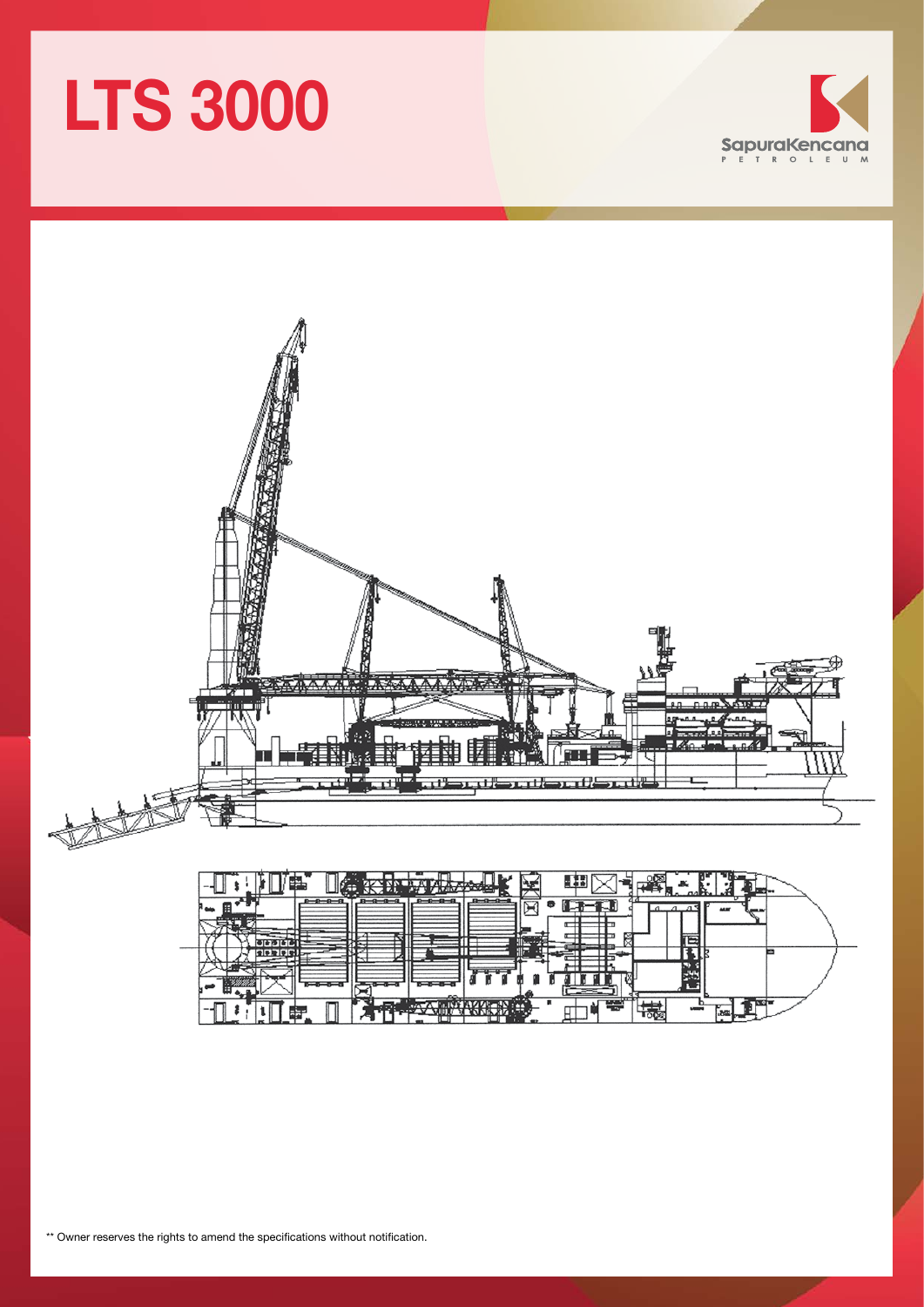# LTS 3000

SapuraKencana
PETROLEUM

** Owner reserves the rights to amend the specifications without notification.